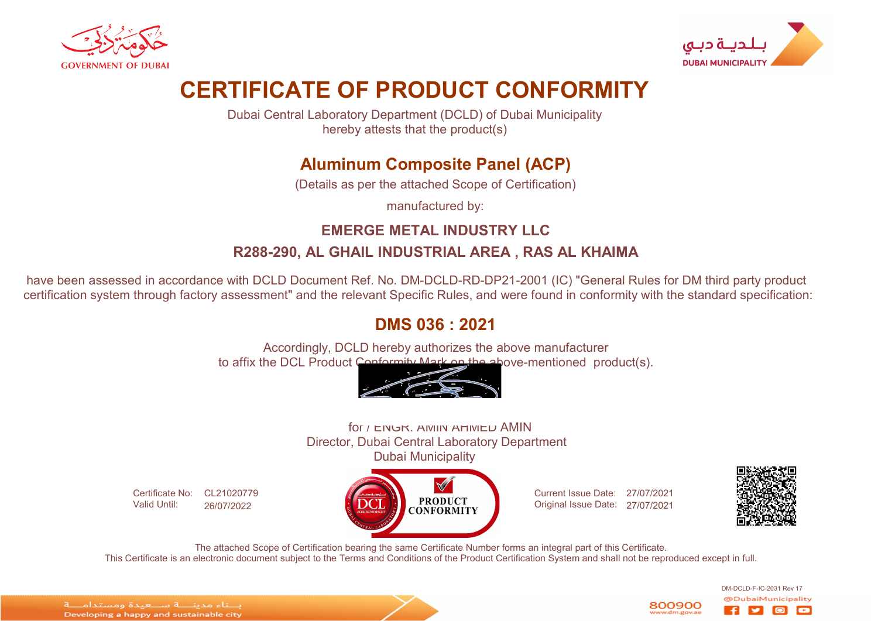GOVERNMENT OF DUBAI

DUBAI MUNICIPALITY

# CERTIFICATE OF PRODUCT CONFORMITY

Dubai Central Laboratory Department (DCLD) of Dubai Municipality
hereby attests that the product(s)

## Aluminum Composite Panel (ACP)

(Details as per the attached Scope of Certification)

manufactured by:

**EMERGE METAL INDUSTRY LLC**

**R288-290, AL GHAIL INDUSTRIAL AREA , RAS AL KHAIMA**

have been assessed in accordance with DCLD Document Ref. No. DM-DCLD-RD-DP21-2001 (IC) "General Rules for DM third party product certification system through factory assessment" and the relevant Specific Rules, and were found in conformity with the standard specification:

## DMS 036 : 2021

Accordingly, DCLD hereby authorizes the above manufacturer
to affix the DCL Product Conformity Mark on the above-mentioned product(s).

for / ENGR. AMIN AHMED AMIN
Director, Dubai Central Laboratory Department
Dubai Municipality

Certificate No: CL21020779
Valid Until: 26/07/2022

PRODUCT CONFORMITY

Current Issue Date: 27/07/2021
Original Issue Date: 27/07/2021

The attached Scope of Certification bearing the same Certificate Number forms an integral part of this Certificate.
This Certificate is an electronic document subject to the Terms and Conditions of the Product Certification System and shall not be reproduced except in full.

DM-DCLD-F-IC-2031 Rev 17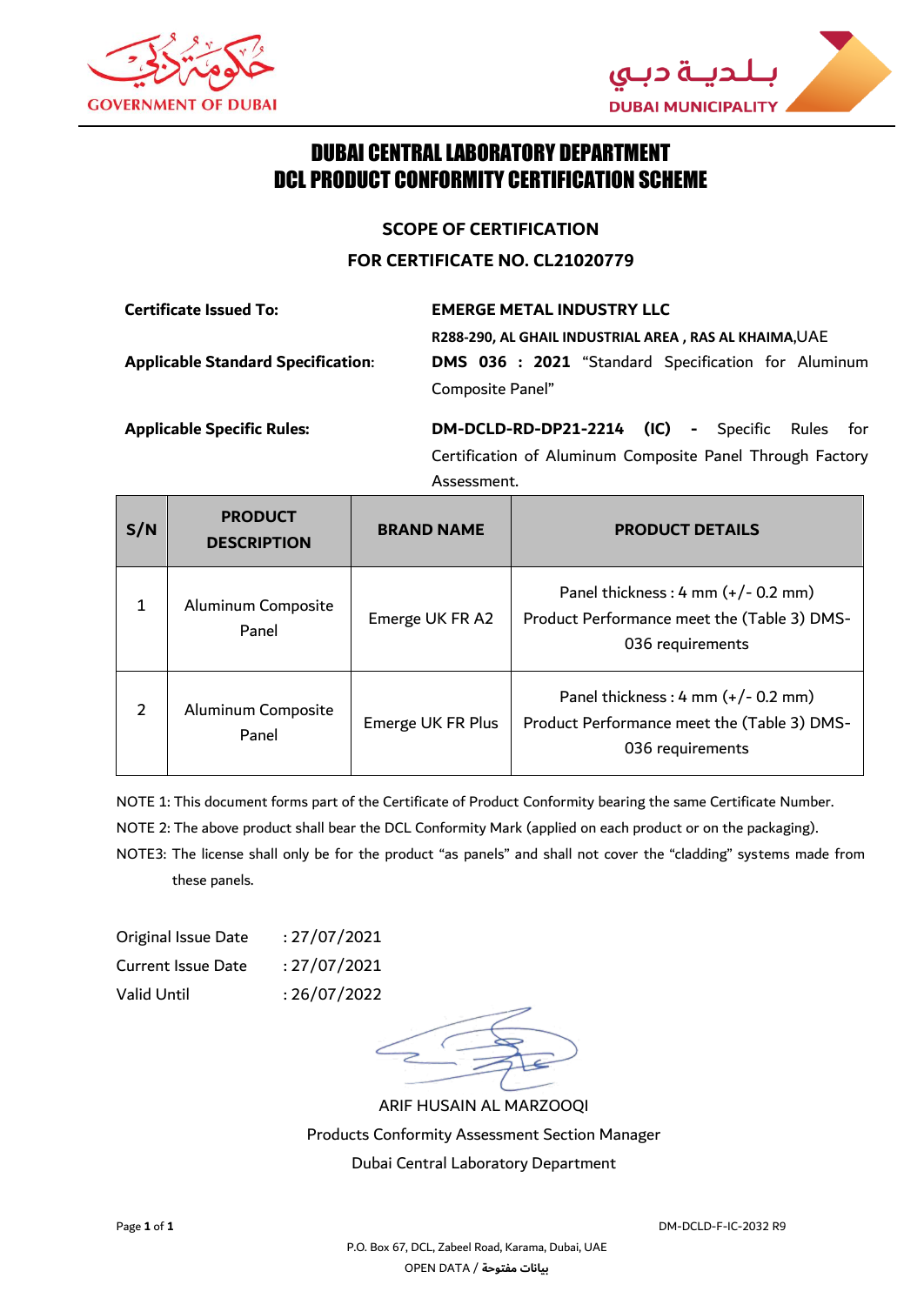GOVERNMENT OF DUBAI

بـلـديـة دبـي
DUBAI MUNICIPALITY

# DUBAI CENTRAL LABORATORY DEPARTMENT
# DCL PRODUCT CONFORMITY CERTIFICATION SCHEME

## SCOPE OF CERTIFICATION
## FOR CERTIFICATE NO. CL21020779

| | |
|---|---|
| **Certificate Issued To:** | **EMERGE METAL INDUSTRY LLC** **R288-290, AL GHAIL INDUSTRIAL AREA , RAS AL KHAIMA**,UAE |
| **Applicable Standard Specification**: | **DMS 036 : 2021** "Standard Specification for Aluminum Composite Panel" |
| **Applicable Specific Rules:** | **DM-DCLD-RD-DP21-2214 (IC) -** Specific Rules for Certification of Aluminum Composite Panel Through Factory Assessment. |

| S/N | PRODUCT DESCRIPTION | BRAND NAME | PRODUCT DETAILS |
|---|---|---|---|
| 1 | Aluminum Composite Panel | Emerge UK FR A2 | Panel thickness : 4 mm (+/- 0.2 mm) Product Performance meet the (Table 3) DMS-036 requirements |
| 2 | Aluminum Composite Panel | Emerge UK FR Plus | Panel thickness : 4 mm (+/- 0.2 mm) Product Performance meet the (Table 3) DMS-036 requirements |

NOTE 1: This document forms part of the Certificate of Product Conformity bearing the same Certificate Number.
NOTE 2: The above product shall bear the DCL Conformity Mark (applied on each product or on the packaging).
NOTE3: The license shall only be for the product "as panels" and shall not cover the "cladding" systems made from these panels.

Original Issue Date : 27/07/2021
Current Issue Date : 27/07/2021
Valid Until : 26/07/2022

ARIF HUSAIN AL MARZOOQI
Products Conformity Assessment Section Manager
Dubai Central Laboratory Department

DM-DCLD-F-IC-2032 R9

P.O. Box 67, DCL, Zabeel Road, Karama, Dubai, UAE
OPEN DATA / بيانات مفتوحة